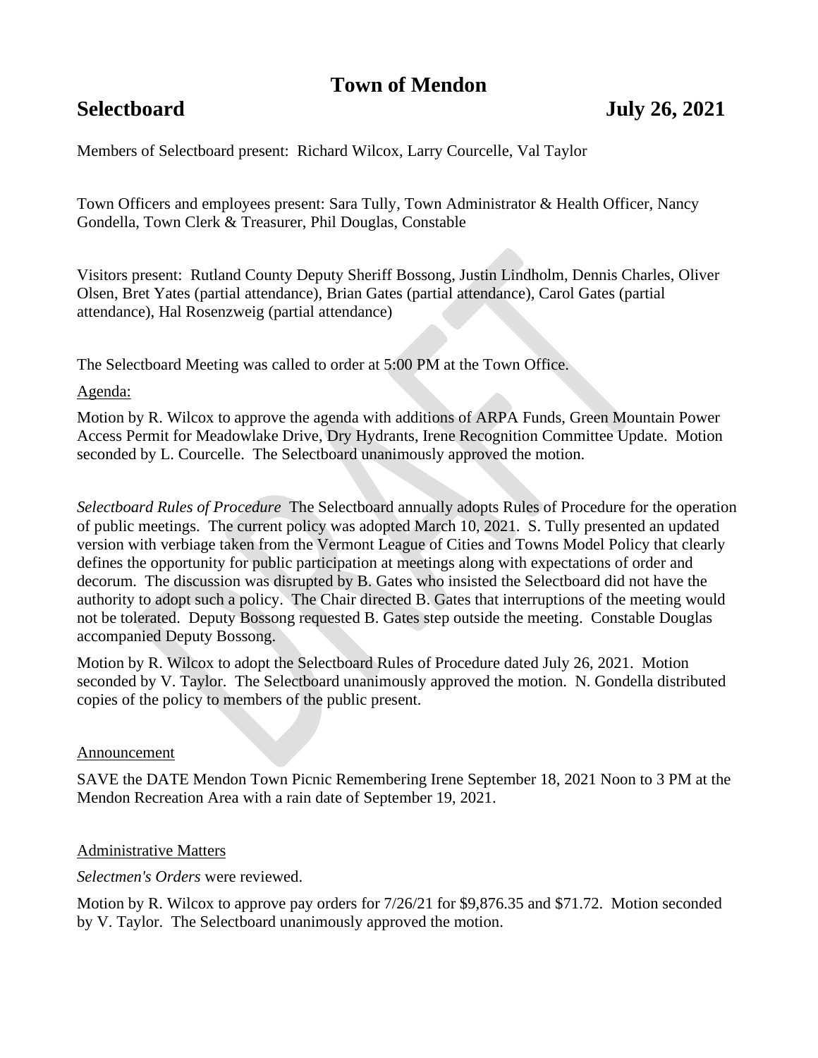# Town of Mendon

## Selectboard July 26, 2021

Members of Selectboard present: Richard Wilcox, Larry Courcelle, Val Taylor

Town Officers and employees present: Sara Tully, Town Administrator & Health Officer, Nancy Gondella, Town Clerk & Treasurer, Phil Douglas, Constable

Visitors present: Rutland County Deputy Sheriff Bossong, Justin Lindholm, Dennis Charles, Oliver Olsen, Bret Yates (partial attendance), Brian Gates (partial attendance), Carol Gates (partial attendance), Hal Rosenzweig (partial attendance)

The Selectboard Meeting was called to order at 5:00 PM at the Town Office.

Agenda:

Motion by R. Wilcox to approve the agenda with additions of ARPA Funds, Green Mountain Power Access Permit for Meadowlake Drive, Dry Hydrants, Irene Recognition Committee Update. Motion seconded by L. Courcelle. The Selectboard unanimously approved the motion.

*Selectboard Rules of Procedure* The Selectboard annually adopts Rules of Procedure for the operation of public meetings. The current policy was adopted March 10, 2021. S. Tully presented an updated version with verbiage taken from the Vermont League of Cities and Towns Model Policy that clearly defines the opportunity for public participation at meetings along with expectations of order and decorum. The discussion was disrupted by B. Gates who insisted the Selectboard did not have the authority to adopt such a policy. The Chair directed B. Gates that interruptions of the meeting would not be tolerated. Deputy Bossong requested B. Gates step outside the meeting. Constable Douglas accompanied Deputy Bossong.

Motion by R. Wilcox to adopt the Selectboard Rules of Procedure dated July 26, 2021. Motion seconded by V. Taylor. The Selectboard unanimously approved the motion. N. Gondella distributed copies of the policy to members of the public present.

Announcement

SAVE the DATE Mendon Town Picnic Remembering Irene September 18, 2021 Noon to 3 PM at the Mendon Recreation Area with a rain date of September 19, 2021.

Administrative Matters

*Selectmen's Orders* were reviewed.

Motion by R. Wilcox to approve pay orders for 7/26/21 for $9,876.35 and $71.72. Motion seconded by V. Taylor. The Selectboard unanimously approved the motion.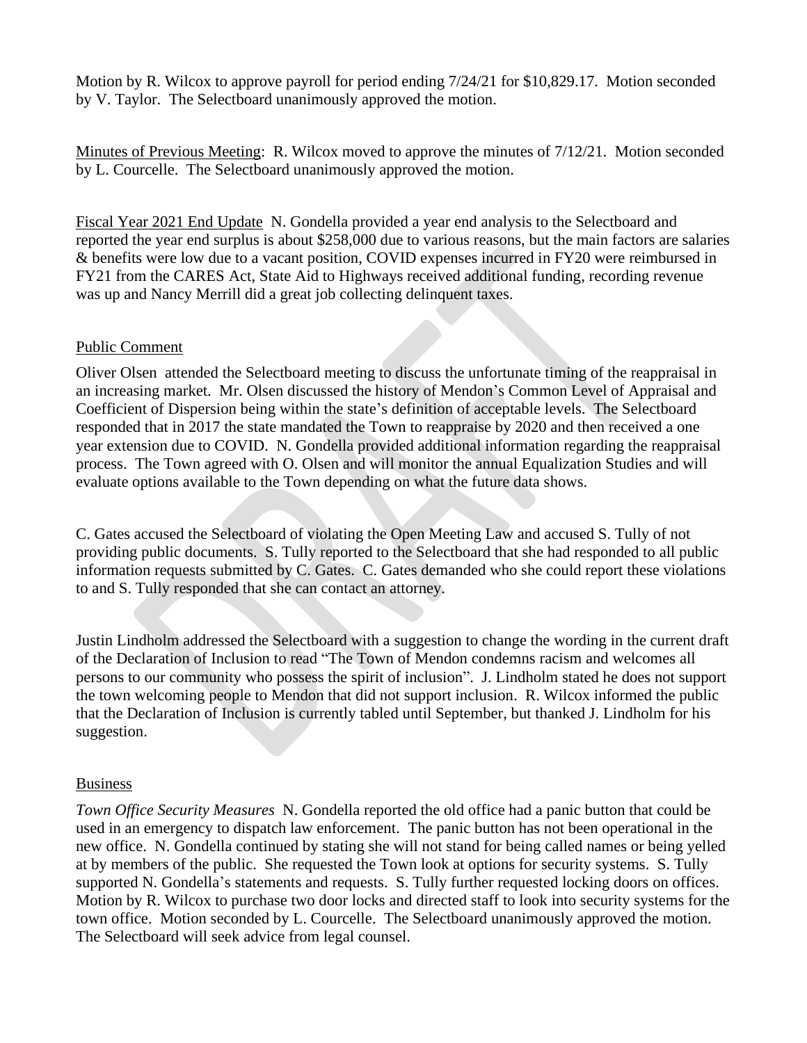Motion by R. Wilcox to approve payroll for period ending 7/24/21 for $10,829.17. Motion seconded by V. Taylor. The Selectboard unanimously approved the motion.

Minutes of Previous Meeting: R. Wilcox moved to approve the minutes of 7/12/21. Motion seconded by L. Courcelle. The Selectboard unanimously approved the motion.

Fiscal Year 2021 End Update N. Gondella provided a year end analysis to the Selectboard and reported the year end surplus is about $258,000 due to various reasons, but the main factors are salaries & benefits were low due to a vacant position, COVID expenses incurred in FY20 were reimbursed in FY21 from the CARES Act, State Aid to Highways received additional funding, recording revenue was up and Nancy Merrill did a great job collecting delinquent taxes.

Public Comment

Oliver Olsen attended the Selectboard meeting to discuss the unfortunate timing of the reappraisal in an increasing market. Mr. Olsen discussed the history of Mendon's Common Level of Appraisal and Coefficient of Dispersion being within the state's definition of acceptable levels. The Selectboard responded that in 2017 the state mandated the Town to reappraise by 2020 and then received a one year extension due to COVID. N. Gondella provided additional information regarding the reappraisal process. The Town agreed with O. Olsen and will monitor the annual Equalization Studies and will evaluate options available to the Town depending on what the future data shows.

C. Gates accused the Selectboard of violating the Open Meeting Law and accused S. Tully of not providing public documents. S. Tully reported to the Selectboard that she had responded to all public information requests submitted by C. Gates. C. Gates demanded who she could report these violations to and S. Tully responded that she can contact an attorney.

Justin Lindholm addressed the Selectboard with a suggestion to change the wording in the current draft of the Declaration of Inclusion to read "The Town of Mendon condemns racism and welcomes all persons to our community who possess the spirit of inclusion". J. Lindholm stated he does not support the town welcoming people to Mendon that did not support inclusion. R. Wilcox informed the public that the Declaration of Inclusion is currently tabled until September, but thanked J. Lindholm for his suggestion.

Business

*Town Office Security Measures* N. Gondella reported the old office had a panic button that could be used in an emergency to dispatch law enforcement. The panic button has not been operational in the new office. N. Gondella continued by stating she will not stand for being called names or being yelled at by members of the public. She requested the Town look at options for security systems. S. Tully supported N. Gondella's statements and requests. S. Tully further requested locking doors on offices. Motion by R. Wilcox to purchase two door locks and directed staff to look into security systems for the town office. Motion seconded by L. Courcelle. The Selectboard unanimously approved the motion. The Selectboard will seek advice from legal counsel.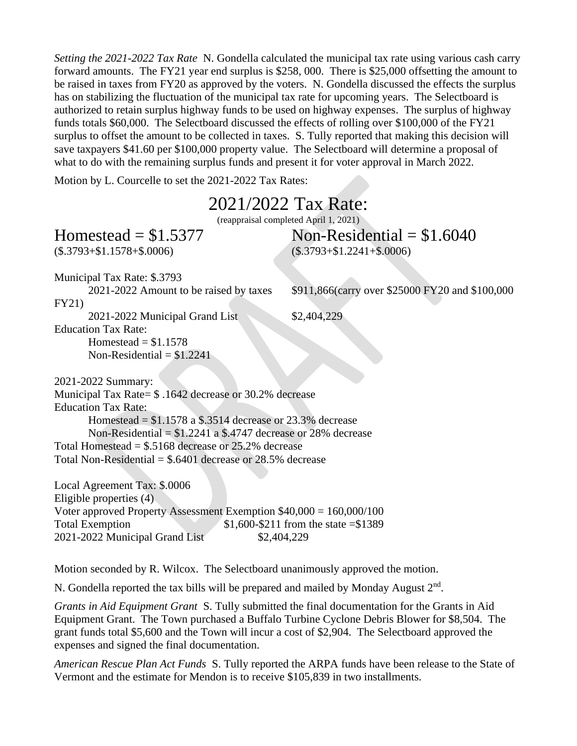*Setting the 2021-2022 Tax Rate* N. Gondella calculated the municipal tax rate using various cash carry forward amounts. The FY21 year end surplus is $258, 000. There is $25,000 offsetting the amount to be raised in taxes from FY20 as approved by the voters. N. Gondella discussed the effects the surplus has on stabilizing the fluctuation of the municipal tax rate for upcoming years. The Selectboard is authorized to retain surplus highway funds to be used on highway expenses. The surplus of highway funds totals $60,000. The Selectboard discussed the effects of rolling over $100,000 of the FY21 surplus to offset the amount to be collected in taxes. S. Tully reported that making this decision will save taxpayers $41.60 per $100,000 property value. The Selectboard will determine a proposal of what to do with the remaining surplus funds and present it for voter approval in March 2022.

Motion by L. Courcelle to set the 2021-2022 Tax Rates:

# 2021/2022 Tax Rate:

(reappraisal completed April 1, 2021)

**Homestead = $1.5377** ($.3793+$1.1578+$.0006)

**Non-Residential = $1.6040** ($.3793+$1.2241+$.0006)

Municipal Tax Rate: $.3793

2021-2022 Amount to be raised by taxes $911,866(carry over $25000 FY20 and $100,000 FY21)

2021-2022 Municipal Grand List $2,404,229

Education Tax Rate:

Homestead = $1.1578

Non-Residential = $1.2241

2021-2022 Summary:

Municipal Tax Rate= $ .1642 decrease or 30.2% decrease

Education Tax Rate:

Homestead = $1.1578 a $.3514 decrease or 23.3% decrease

Non-Residential = $1.2241 a $.4747 decrease or 28% decrease

Total Homestead = $.5168 decrease or 25.2% decrease

Total Non-Residential = $.6401 decrease or 28.5% decrease

Local Agreement Tax: $.0006

Eligible properties (4)

Voter approved Property Assessment Exemption $40,000 = 160,000/100

Total Exemption $1,600-$211 from the state =$1389

2021-2022 Municipal Grand List $2,404,229

Motion seconded by R. Wilcox. The Selectboard unanimously approved the motion.

N. Gondella reported the tax bills will be prepared and mailed by Monday August 2nd.

*Grants in Aid Equipment Grant* S. Tully submitted the final documentation for the Grants in Aid Equipment Grant. The Town purchased a Buffalo Turbine Cyclone Debris Blower for $8,504. The grant funds total $5,600 and the Town will incur a cost of $2,904. The Selectboard approved the expenses and signed the final documentation.

*American Rescue Plan Act Funds* S. Tully reported the ARPA funds have been release to the State of Vermont and the estimate for Mendon is to receive $105,839 in two installments.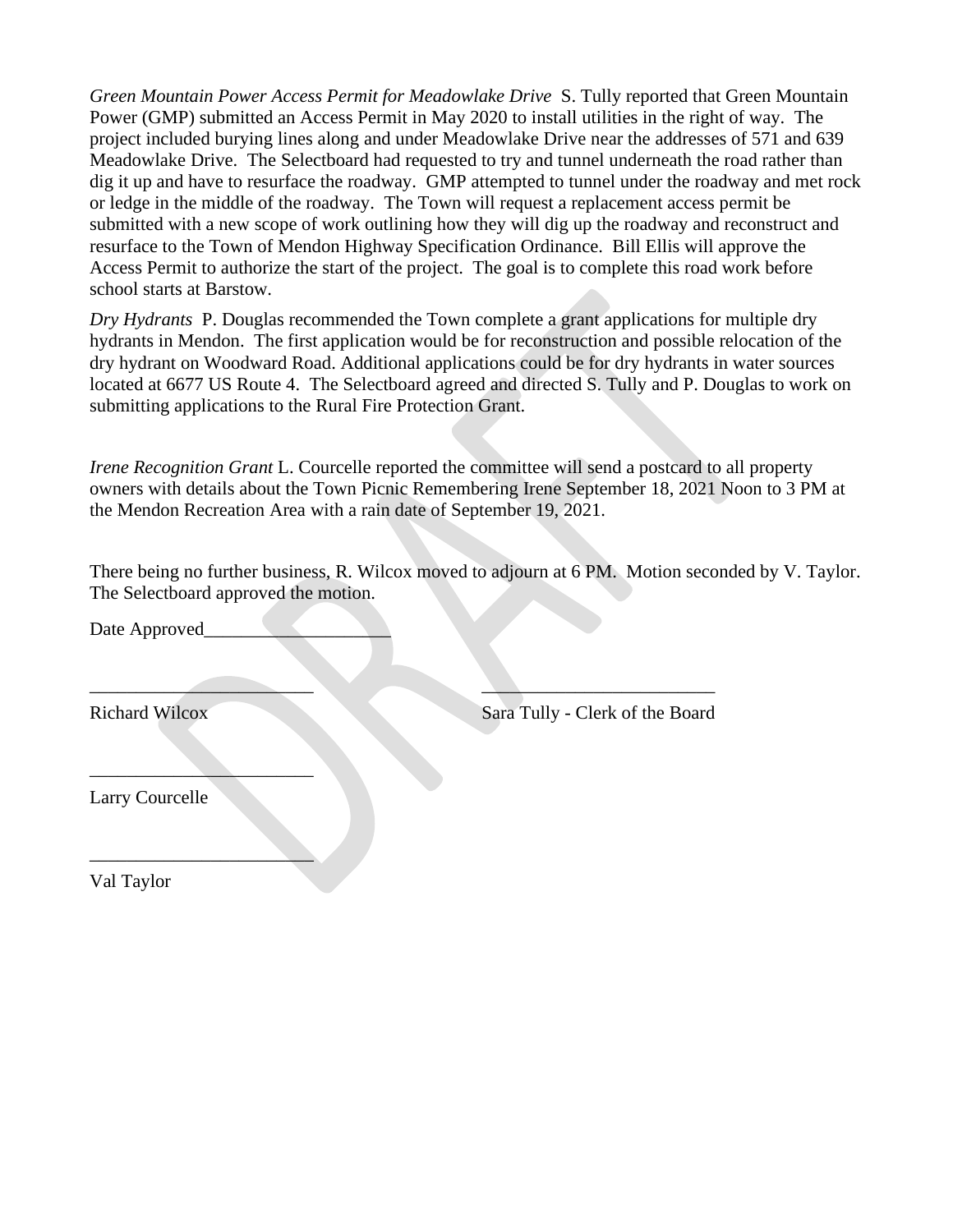*Green Mountain Power Access Permit for Meadowlake Drive* S. Tully reported that Green Mountain Power (GMP) submitted an Access Permit in May 2020 to install utilities in the right of way. The project included burying lines along and under Meadowlake Drive near the addresses of 571 and 639 Meadowlake Drive. The Selectboard had requested to try and tunnel underneath the road rather than dig it up and have to resurface the roadway. GMP attempted to tunnel under the roadway and met rock or ledge in the middle of the roadway. The Town will request a replacement access permit be submitted with a new scope of work outlining how they will dig up the roadway and reconstruct and resurface to the Town of Mendon Highway Specification Ordinance. Bill Ellis will approve the Access Permit to authorize the start of the project. The goal is to complete this road work before school starts at Barstow.

*Dry Hydrants* P. Douglas recommended the Town complete a grant applications for multiple dry hydrants in Mendon. The first application would be for reconstruction and possible relocation of the dry hydrant on Woodward Road. Additional applications could be for dry hydrants in water sources located at 6677 US Route 4. The Selectboard agreed and directed S. Tully and P. Douglas to work on submitting applications to the Rural Fire Protection Grant.

*Irene Recognition Grant* L. Courcelle reported the committee will send a postcard to all property owners with details about the Town Picnic Remembering Irene September 18, 2021 Noon to 3 PM at the Mendon Recreation Area with a rain date of September 19, 2021.

There being no further business, R. Wilcox moved to adjourn at 6 PM. Motion seconded by V. Taylor. The Selectboard approved the motion.

Date Approved____________________

________________________ ________________________

Richard Wilcox Sara Tully - Clerk of the Board

________________________

Larry Courcelle

________________________

Val Taylor

DRAFT